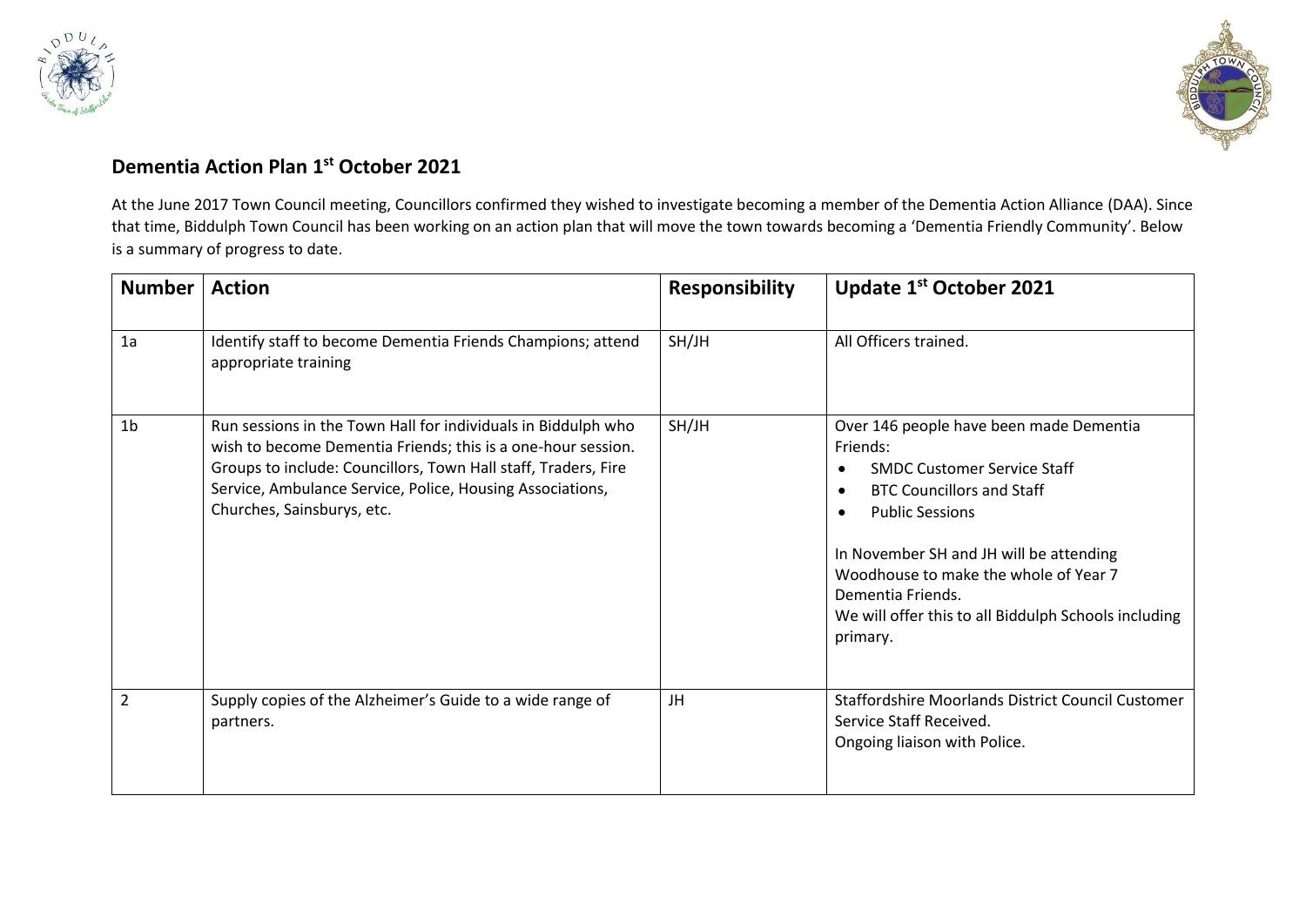## Dementia Action Plan 1st October 2021

At the June 2017 Town Council meeting, Councillors confirmed they wished to investigate becoming a member of the Dementia Action Alliance (DAA). Since that time, Biddulph Town Council has been working on an action plan that will move the town towards becoming a 'Dementia Friendly Community'. Below is a summary of progress to date.

| Number | Action | Responsibility | Update 1st October 2021 |
|---|---|---|---|
| 1a | Identify staff to become Dementia Friends Champions; attend appropriate training | SH/JH | All Officers trained. |
| 1b | Run sessions in the Town Hall for individuals in Biddulph who wish to become Dementia Friends; this is a one-hour session. Groups to include: Councillors, Town Hall staff, Traders, Fire Service, Ambulance Service, Police, Housing Associations, Churches, Sainsburys, etc. | SH/JH | Over 146 people have been made Dementia Friends:<br>• SMDC Customer Service Staff<br>• BTC Councillors and Staff<br>• Public Sessions<br><br>In November SH and JH will be attending Woodhouse to make the whole of Year 7 Dementia Friends.<br>We will offer this to all Biddulph Schools including primary. |
| 2 | Supply copies of the Alzheimer's Guide to a wide range of partners. | JH | Staffordshire Moorlands District Council Customer Service Staff Received.<br>Ongoing liaison with Police. |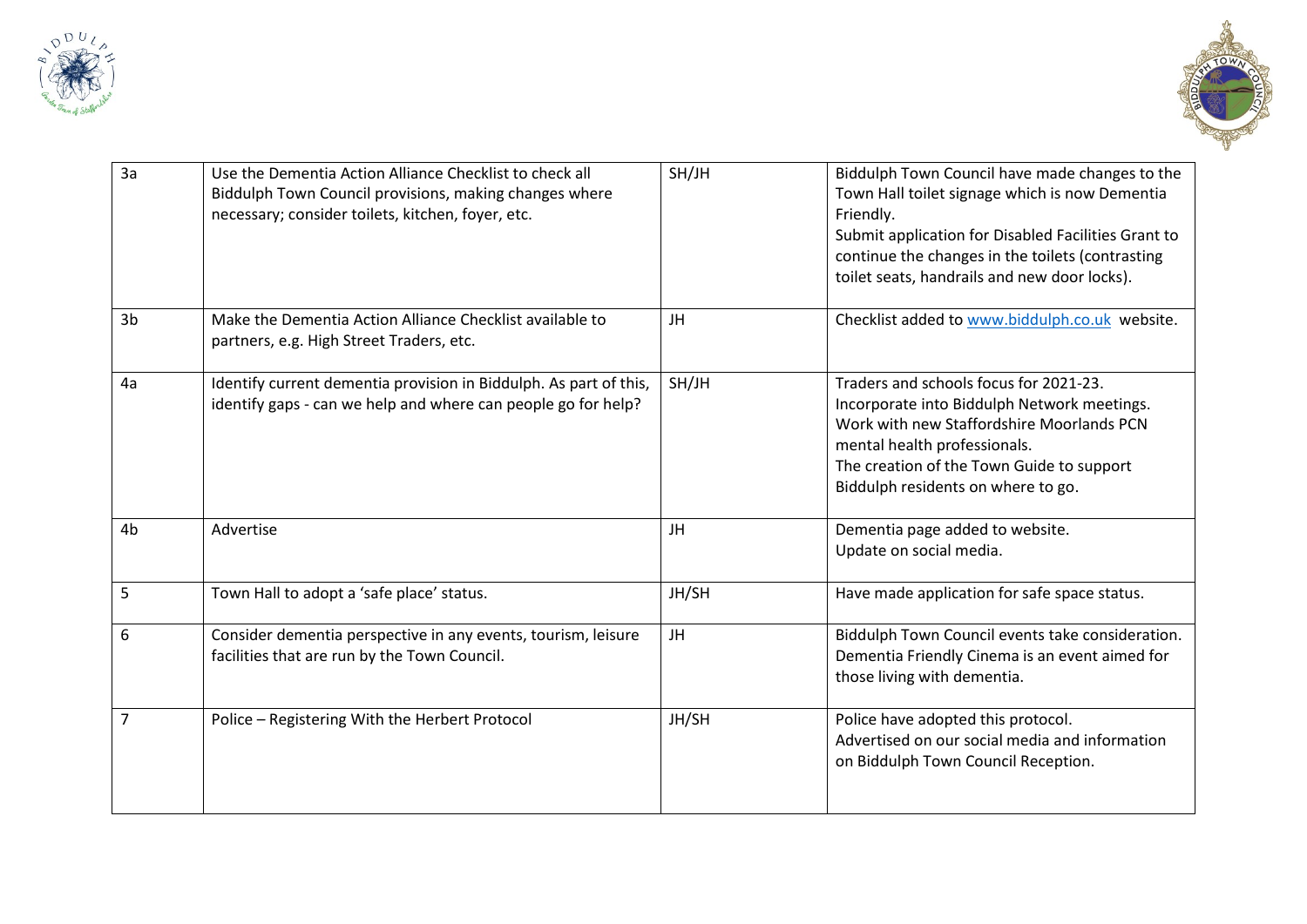| 3a | Use the Dementia Action Alliance Checklist to check all Biddulph Town Council provisions, making changes where necessary; consider toilets, kitchen, foyer, etc. | SH/JH | Biddulph Town Council have made changes to the Town Hall toilet signage which is now Dementia Friendly.<br>Submit application for Disabled Facilities Grant to continue the changes in the toilets (contrasting toilet seats, handrails and new door locks). |
|---|---|---|---|
| 3b | Make the Dementia Action Alliance Checklist available to partners, e.g. High Street Traders, etc. | JH | Checklist added to www.biddulph.co.uk website. |
| 4a | Identify current dementia provision in Biddulph. As part of this, identify gaps - can we help and where can people go for help? | SH/JH | Traders and schools focus for 2021-23.<br>Incorporate into Biddulph Network meetings.<br>Work with new Staffordshire Moorlands PCN mental health professionals.<br>The creation of the Town Guide to support Biddulph residents on where to go. |
| 4b | Advertise | JH | Dementia page added to website.<br>Update on social media. |
| 5 | Town Hall to adopt a 'safe place' status. | JH/SH | Have made application for safe space status. |
| 6 | Consider dementia perspective in any events, tourism, leisure facilities that are run by the Town Council. | JH | Biddulph Town Council events take consideration. Dementia Friendly Cinema is an event aimed for those living with dementia. |
| 7 | Police – Registering With the Herbert Protocol | JH/SH | Police have adopted this protocol.<br>Advertised on our social media and information on Biddulph Town Council Reception. |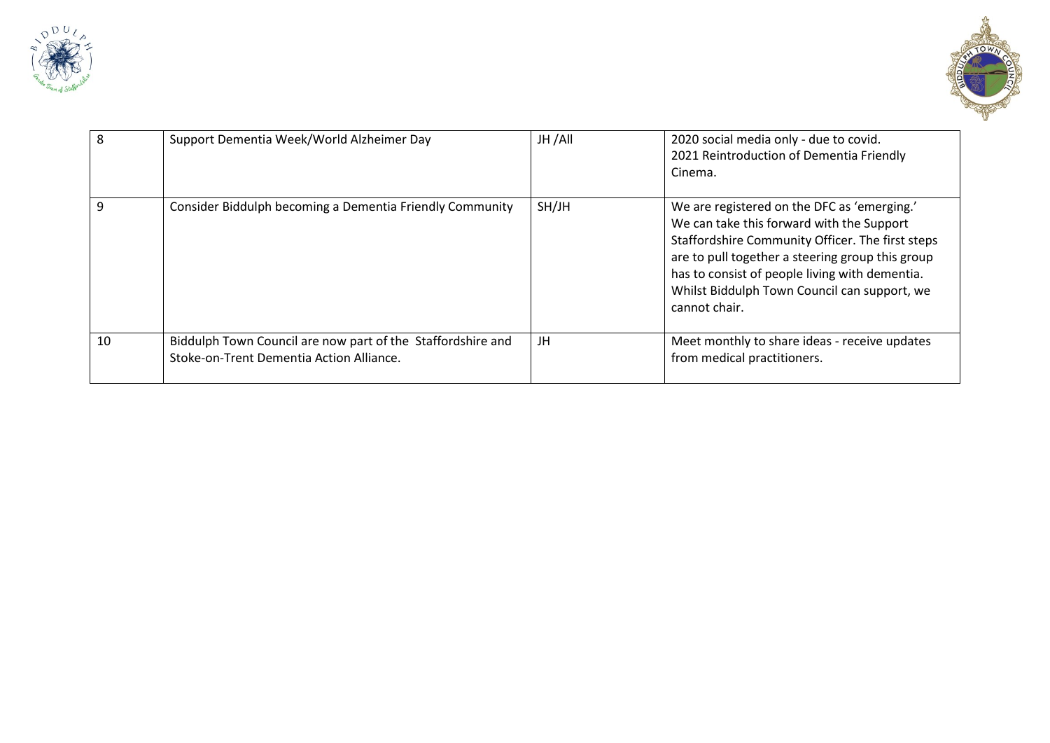| | | | |
|---|---|---|---|
| 8 | Support Dementia Week/World Alzheimer Day | JH /All | 2020 social media only - due to covid.<br>2021 Reintroduction of Dementia Friendly Cinema. |
| 9 | Consider Biddulph becoming a Dementia Friendly Community | SH/JH | We are registered on the DFC as 'emerging.' We can take this forward with the Support Staffordshire Community Officer. The first steps are to pull together a steering group this group has to consist of people living with dementia. Whilst Biddulph Town Council can support, we cannot chair. |
| 10 | Biddulph Town Council are now part of the Staffordshire and Stoke-on-Trent Dementia Action Alliance. | JH | Meet monthly to share ideas - receive updates from medical practitioners. |